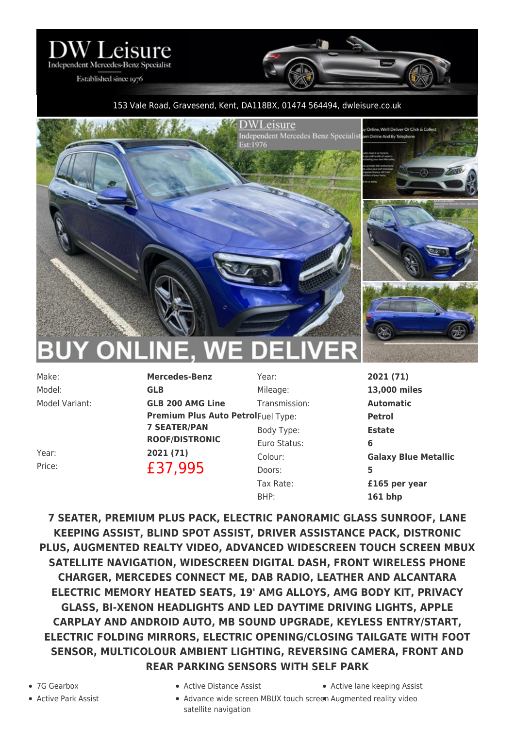# DW Leisure

Independent Mercedes-Benz Specialist

Established since 1976

153 Vale Road, Gravesend, Kent, DA118BX, 01474 564494, dwleisure.co.uk

BUY ONLINE, WE DELIVER

| | |
|---|---|
| Make: | **Mercedes-Benz** |
| Model: | **GLB** |
| Model Variant: | **GLB 200 AMG Line Premium Plus Auto Petrol 7 SEATER/PAN ROOF/DISTRONIC** |
| Year: | **2021 (71)** |
| Price: | £37,995 |

| | |
|---|---|
| Year: | **2021 (71)** |
| Mileage: | **13,000 miles** |
| Transmission: | **Automatic** |
| Fuel Type: | **Petrol** |
| Body Type: | **Estate** |
| Euro Status: | **6** |
| Colour: | **Galaxy Blue Metallic** |
| Doors: | **5** |
| Tax Rate: | **£165 per year** |
| BHP: | **161 bhp** |

**7 SEATER, PREMIUM PLUS PACK, ELECTRIC PANORAMIC GLASS SUNROOF, LANE KEEPING ASSIST, BLIND SPOT ASSIST, DRIVER ASSISTANCE PACK, DISTRONIC PLUS, AUGMENTED REALTY VIDEO, ADVANCED WIDESCREEN TOUCH SCREEN MBUX SATELLITE NAVIGATION, WIDESCREEN DIGITAL DASH, FRONT WIRELESS PHONE CHARGER, MERCEDES CONNECT ME, DAB RADIO, LEATHER AND ALCANTARA ELECTRIC MEMORY HEATED SEATS, 19' AMG ALLOYS, AMG BODY KIT, PRIVACY GLASS, BI-XENON HEADLIGHTS AND LED DAYTIME DRIVING LIGHTS, APPLE CARPLAY AND ANDROID AUTO, MB SOUND UPGRADE, KEYLESS ENTRY/START, ELECTRIC FOLDING MIRRORS, ELECTRIC OPENING/CLOSING TAILGATE WITH FOOT SENSOR, MULTICOLOUR AMBIENT LIGHTING, REVERSING CAMERA, FRONT AND REAR PARKING SENSORS WITH SELF PARK**

- 7G Gearbox
- Active Distance Assist
- Active lane keeping Assist
- Active Park Assist
- Advance wide screen MBUX touch screen satellite navigation
- Augmented reality video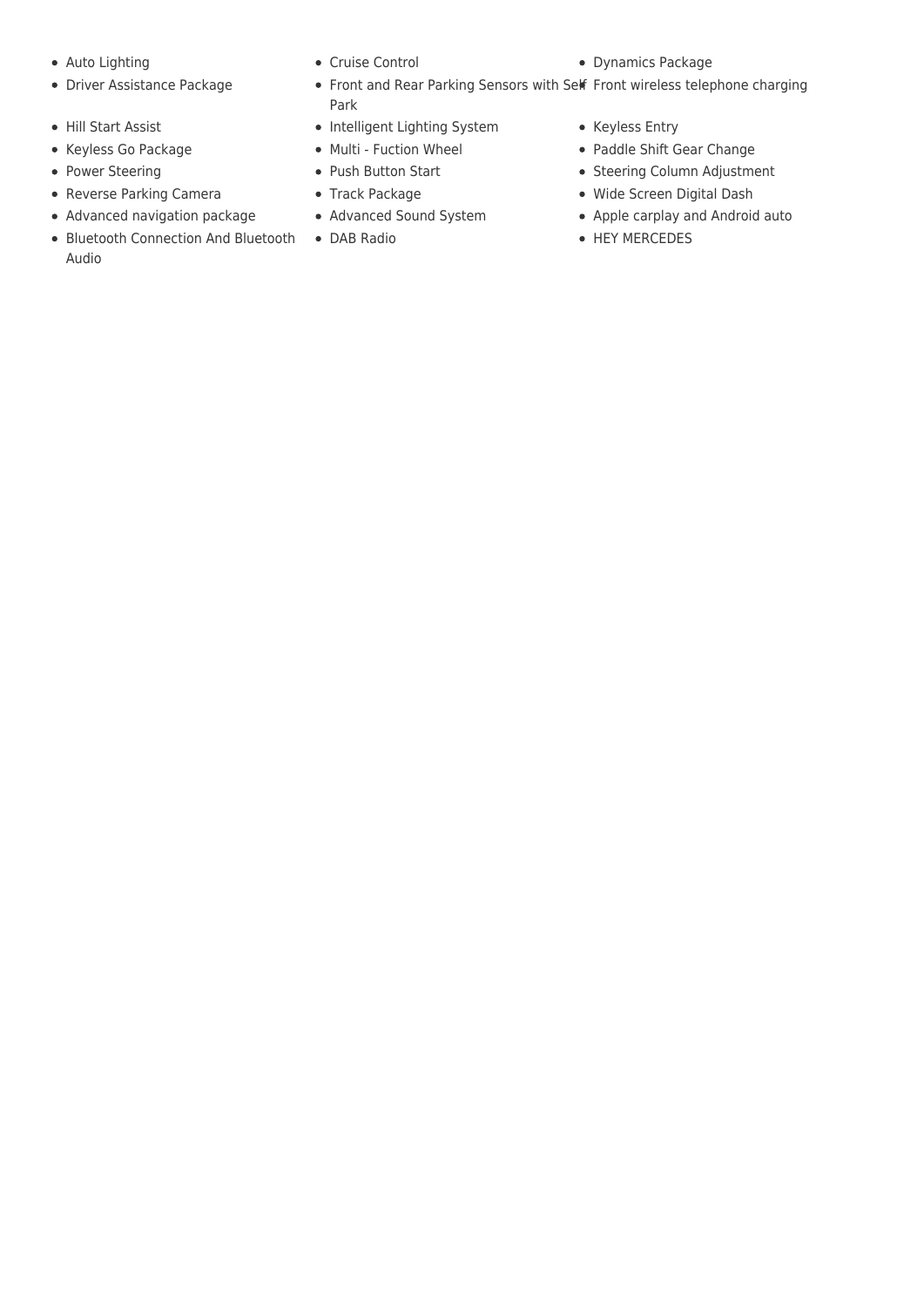- Auto Lighting
- Cruise Control
- Dynamics Package
- Driver Assistance Package
- Front and Rear Parking Sensors with Self Park
- Front wireless telephone charging
- Hill Start Assist
- Intelligent Lighting System
- Keyless Entry
- Keyless Go Package
- Multi - Fuction Wheel
- Paddle Shift Gear Change
- Power Steering
- Push Button Start
- Steering Column Adjustment
- Reverse Parking Camera
- Track Package
- Wide Screen Digital Dash
- Advanced navigation package
- Advanced Sound System
- Apple carplay and Android auto
- Bluetooth Connection And Bluetooth Audio
- DAB Radio
- HEY MERCEDES